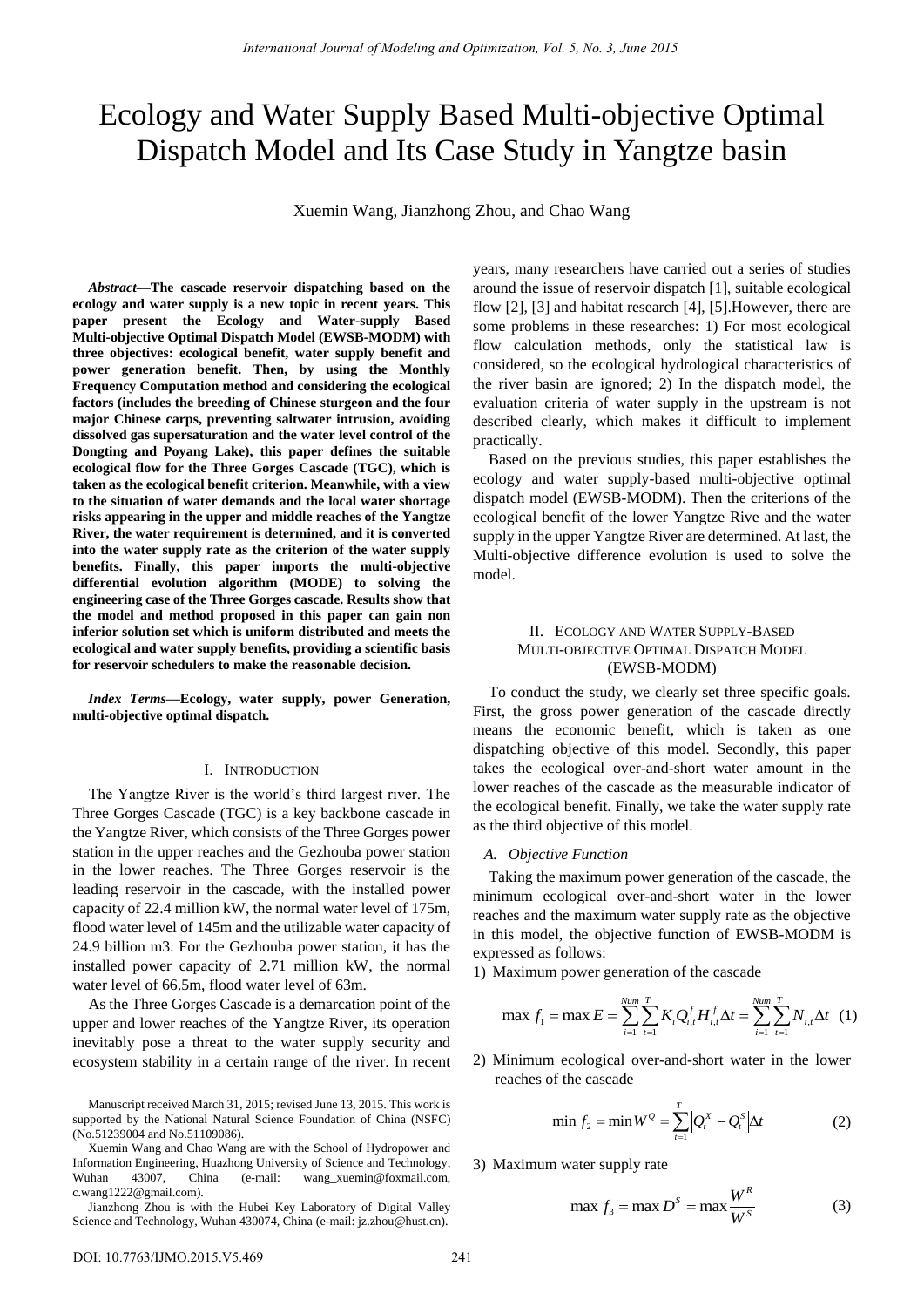# Ecology and Water Supply Based Multi-objective Optimal Dispatch Model and Its Case Study in Yangtze basin

Xuemin Wang, Jianzhong Zhou, and Chao Wang

***Abstract*—The cascade reservoir dispatching based on the ecology and water supply is a new topic in recent years. This paper present the Ecology and Water-supply Based Multi-objective Optimal Dispatch Model (EWSB-MODM) with three objectives: ecological benefit, water supply benefit and power generation benefit. Then, by using the Monthly Frequency Computation method and considering the ecological factors (includes the breeding of Chinese sturgeon and the four major Chinese carps, preventing saltwater intrusion, avoiding dissolved gas supersaturation and the water level control of the Dongting and Poyang Lake), this paper defines the suitable ecological flow for the Three Gorges Cascade (TGC), which is taken as the ecological benefit criterion. Meanwhile, with a view to the situation of water demands and the local water shortage risks appearing in the upper and middle reaches of the Yangtze River, the water requirement is determined, and it is converted into the water supply rate as the criterion of the water supply benefits. Finally, this paper imports the multi-objective differential evolution algorithm (MODE) to solving the engineering case of the Three Gorges cascade. Results show that the model and method proposed in this paper can gain non inferior solution set which is uniform distributed and meets the ecological and water supply benefits, providing a scientific basis for reservoir schedulers to make the reasonable decision.**

***Index Terms*—Ecology, water supply, power Generation, multi-objective optimal dispatch.**

Manuscript received March 31, 2015; revised June 13, 2015. This work is supported by the National Natural Science Foundation of China (NSFC) (No.51239004 and No.51109086).

Xuemin Wang and Chao Wang are with the School of Hydropower and Information Engineering, Huazhong University of Science and Technology, Wuhan 43007, China (e-mail: wang_xuemin@foxmail.com, c.wang1222@gmail.com).

Jianzhong Zhou is with the Hubei Key Laboratory of Digital Valley Science and Technology, Wuhan 430074, China (e-mail: jz.zhou@hust.cn).

## I. Introduction

The Yangtze River is the world's third largest river. The Three Gorges Cascade (TGC) is a key backbone cascade in the Yangtze River, which consists of the Three Gorges power station in the upper reaches and the Gezhouba power station in the lower reaches. The Three Gorges reservoir is the leading reservoir in the cascade, with the installed power capacity of 22.4 million kW, the normal water level of 175m, flood water level of 145m and the utilizable water capacity of 24.9 billion m3. For the Gezhouba power station, it has the installed power capacity of 2.71 million kW, the normal water level of 66.5m, flood water level of 63m.

As the Three Gorges Cascade is a demarcation point of the upper and lower reaches of the Yangtze River, its operation inevitably pose a threat to the water supply security and ecosystem stability in a certain range of the river. In recent years, many researchers have carried out a series of studies around the issue of reservoir dispatch [1], suitable ecological flow [2], [3] and habitat research [4], [5].However, there are some problems in these researches: 1) For most ecological flow calculation methods, only the statistical law is considered, so the ecological hydrological characteristics of the river basin are ignored; 2) In the dispatch model, the evaluation criteria of water supply in the upstream is not described clearly, which makes it difficult to implement practically.

Based on the previous studies, this paper establishes the ecology and water supply-based multi-objective optimal dispatch model (EWSB-MODM). Then the criterions of the ecological benefit of the lower Yangtze Rive and the water supply in the upper Yangtze River are determined. At last, the Multi-objective difference evolution is used to solve the model.

## II. Ecology and Water Supply-Based Multi-objective Optimal Dispatch Model (EWSB-MODM)

To conduct the study, we clearly set three specific goals. First, the gross power generation of the cascade directly means the economic benefit, which is taken as one dispatching objective of this model. Secondly, this paper takes the ecological over-and-short water amount in the lower reaches of the cascade as the measurable indicator of the ecological benefit. Finally, we take the water supply rate as the third objective of this model.

### *A. Objective Function*

Taking the maximum power generation of the cascade, the minimum ecological over-and-short water in the lower reaches and the maximum water supply rate as the objective in this model, the objective function of EWSB-MODM is expressed as follows:

1) Maximum power generation of the cascade

$$\max f_1 = \max E = \sum_{i=1}^{Num}\sum_{t=1}^{T} K_i Q_{i,t}^f H_{i,t}^f \Delta t = \sum_{i=1}^{Num}\sum_{t=1}^{T} N_{i,t}\Delta t \quad (1)$$

2) Minimum ecological over-and-short water in the lower reaches of the cascade

$$\min f_2 = \min W^Q = \sum_{t=1}^{T}\left|Q_t^X - Q_t^S\right|\Delta t \quad (2)$$

3) Maximum water supply rate

$$\max f_3 = \max D^S = \max \frac{W^R}{W^S} \quad (3)$$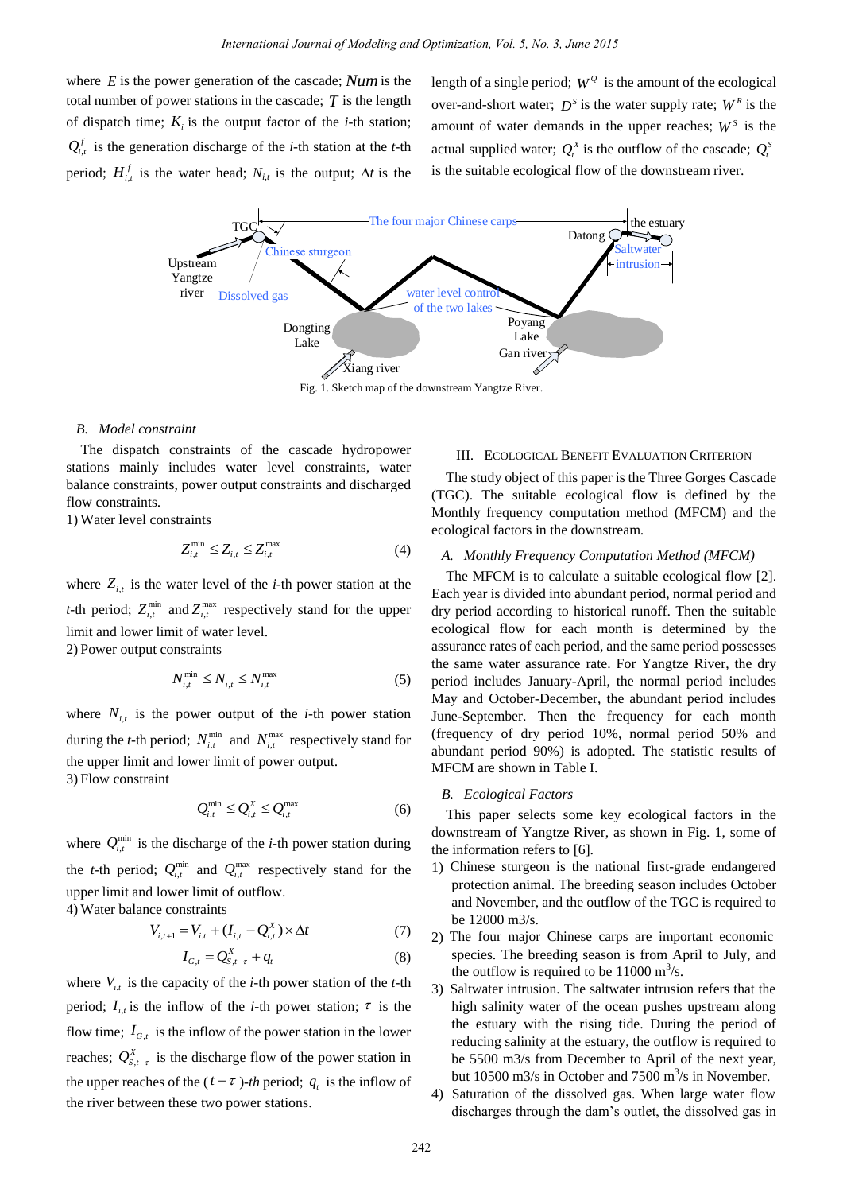where $E$ is the power generation of the cascade; $Num$ is the total number of power stations in the cascade; $T$ is the length of dispatch time; $K_i$ is the output factor of the *i*-th station; $Q_{i,t}^{f}$ is the generation discharge of the *i*-th station at the *t*-th period; $H_{i,t}^{f}$ is the water head; $N_{i,t}$ is the output; $\Delta t$ is the length of a single period; $W^{Q}$ is the amount of the ecological over-and-short water; $D^{S}$ is the water supply rate; $W^{R}$ is the amount of water demands in the upper reaches; $W^{S}$ is the actual supplied water; $Q_t^{X}$ is the outflow of the cascade; $Q_t^{S}$ is the suitable ecological flow of the downstream river.

Fig. 1. Sketch map of the downstream Yangtze River.

### B. Model constraint

The dispatch constraints of the cascade hydropower stations mainly includes water level constraints, water balance constraints, power output constraints and discharged flow constraints.

1) Water level constraints

$$Z_{i,t}^{\min} \le Z_{i,t} \le Z_{i,t}^{\max} \tag{4}$$

where $Z_{i,t}$ is the water level of the *i*-th power station at the *t*-th period; $Z_{i,t}^{\min}$ and $Z_{i,t}^{\max}$ respectively stand for the upper limit and lower limit of water level.

2) Power output constraints

$$N_{i,t}^{\min} \le N_{i,t} \le N_{i,t}^{\max} \tag{5}$$

where $N_{i,t}$ is the power output of the *i*-th power station during the *t*-th period; $N_{i,t}^{\min}$ and $N_{i,t}^{\max}$ respectively stand for the upper limit and lower limit of power output.

3) Flow constraint

$$Q_{i,t}^{\min} \le Q_{i,t}^{X} \le Q_{i,t}^{\max} \tag{6}$$

where $Q_{i,t}^{\min}$ is the discharge of the *i*-th power station during the *t*-th period; $Q_{i,t}^{\min}$ and $Q_{i,t}^{\max}$ respectively stand for the upper limit and lower limit of outflow.

4) Water balance constraints

$$V_{i,t+1} = V_{i,t} + (I_{i,t} - Q_{i,t}^{X}) \times \Delta t \tag{7}$$

$$I_{G,t} = Q_{S,t-\tau}^{X} + q_t \tag{8}$$

where $V_{i,t}$ is the capacity of the *i*-th power station of the *t*-th period; $I_{i,t}$ is the inflow of the *i*-th power station; $\tau$ is the flow time; $I_{G,t}$ is the inflow of the power station in the lower reaches; $Q_{S,t-\tau}^{X}$ is the discharge flow of the power station in the upper reaches of the ($t-\tau$)-*th* period; $q_t$ is the inflow of the river between these two power stations.

## III. Ecological Benefit Evaluation Criterion

The study object of this paper is the Three Gorges Cascade (TGC). The suitable ecological flow is defined by the Monthly frequency computation method (MFCM) and the ecological factors in the downstream.

### A. Monthly Frequency Computation Method (MFCM)

The MFCM is to calculate a suitable ecological flow [2]. Each year is divided into abundant period, normal period and dry period according to historical runoff. Then the suitable ecological flow for each month is determined by the assurance rates of each period, and the same period possesses the same water assurance rate. For Yangtze River, the dry period includes January-April, the normal period includes May and October-December, the abundant period includes June-September. Then the frequency for each month (frequency of dry period 10%, normal period 50% and abundant period 90%) is adopted. The statistic results of MFCM are shown in Table I.

### B. Ecological Factors

This paper selects some key ecological factors in the downstream of Yangtze River, as shown in Fig. 1, some of the information refers to [6].

1) Chinese sturgeon is the national first-grade endangered protection animal. The breeding season includes October and November, and the outflow of the TGC is required to be 12000 m3/s.
2) The four major Chinese carps are important economic species. The breeding season is from April to July, and the outflow is required to be 11000 $m^3$/s.
3) Saltwater intrusion. The saltwater intrusion refers that the high salinity water of the ocean pushes upstream along the estuary with the rising tide. During the period of reducing salinity at the estuary, the outflow is required to be 5500 m3/s from December to April of the next year, but 10500 m3/s in October and 7500 $m^3$/s in November.
4) Saturation of the dissolved gas. When large water flow discharges through the dam's outlet, the dissolved gas in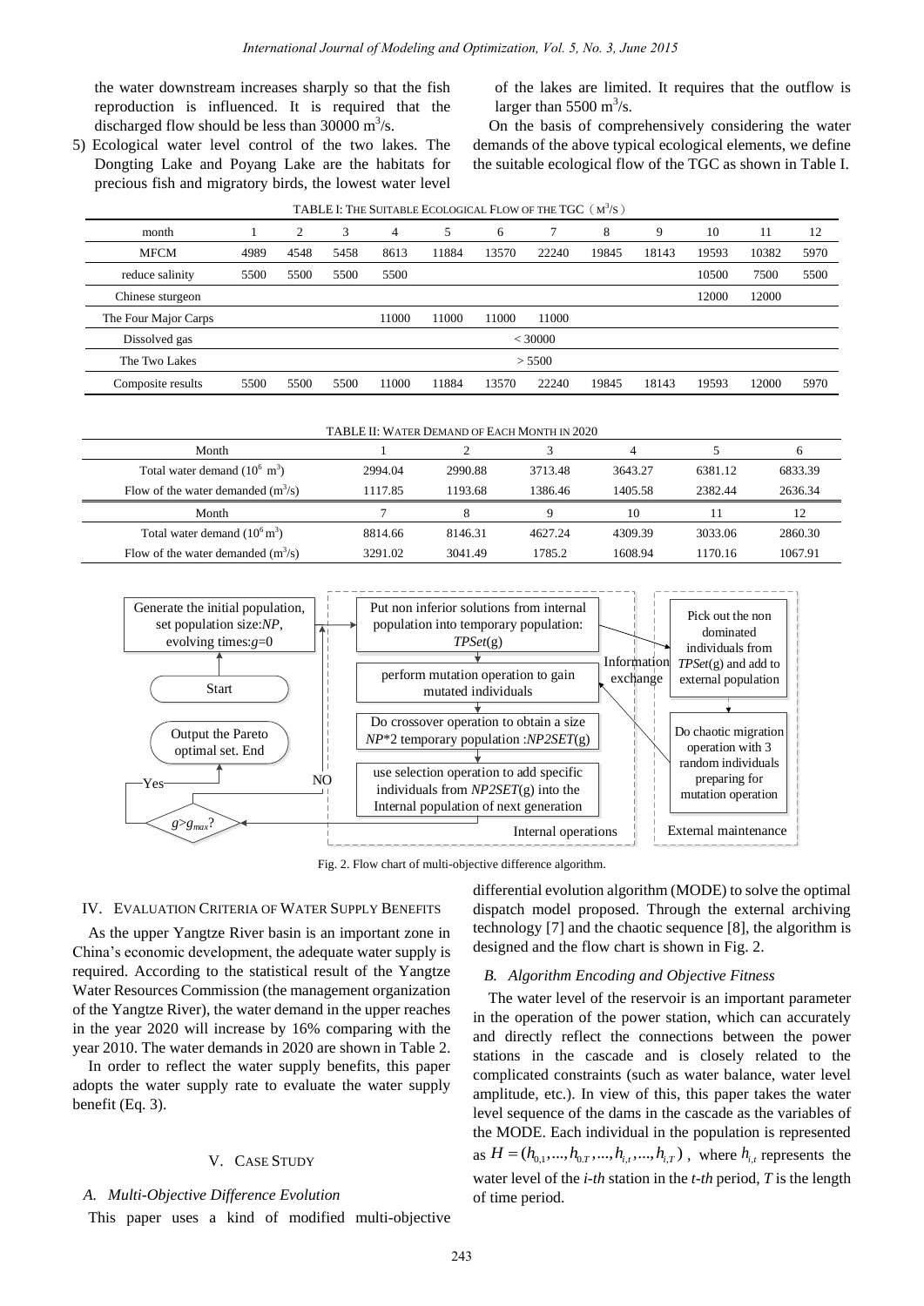the water downstream increases sharply so that the fish reproduction is influenced. It is required that the discharged flow should be less than 30000 $m^3$/s.

5) Ecological water level control of the two lakes. The Dongting Lake and Poyang Lake are the habitats for precious fish and migratory birds, the lowest water level of the lakes are limited. It requires that the outflow is larger than 5500 $m^3$/s.

On the basis of comprehensively considering the water demands of the above typical ecological elements, we define the suitable ecological flow of the TGC as shown in Table I.

TABLE I: THE SUITABLE ECOLOGICAL FLOW OF THE TGC（$M^3$/S）

| month | 1 | 2 | 3 | 4 | 5 | 6 | 7 | 8 | 9 | 10 | 11 | 12 |
|---|---|---|---|---|---|---|---|---|---|---|---|---|
| MFCM | 4989 | 4548 | 5458 | 8613 | 11884 | 13570 | 22240 | 19845 | 18143 | 19593 | 10382 | 5970 |
| reduce salinity | 5500 | 5500 | 5500 | 5500 | | | | | | 10500 | 7500 | 5500 |
| Chinese sturgeon | | | | | | | | | | 12000 | 12000 | |
| The Four Major Carps | | | | 11000 | 11000 | 11000 | 11000 | | | | | |
| Dissolved gas | < 30000 | | | | | | | | | | | |
| The Two Lakes | > 5500 | | | | | | | | | | | |
| Composite results | 5500 | 5500 | 5500 | 11000 | 11884 | 13570 | 22240 | 19845 | 18143 | 19593 | 12000 | 5970 |

TABLE II: WATER DEMAND OF EACH MONTH IN 2020

| Month | 1 | 2 | 3 | 4 | 5 | 6 |
|---|---|---|---|---|---|---|
| Total water demand ($10^6$ $m^3$) | 2994.04 | 2990.88 | 3713.48 | 3643.27 | 6381.12 | 6833.39 |
| Flow of the water demanded ($m^3$/s) | 1117.85 | 1193.68 | 1386.46 | 1405.58 | 2382.44 | 2636.34 |
| **Month** | **7** | **8** | **9** | **10** | **11** | **12** |
| Total water demand ($10^6$ $m^3$) | 8814.66 | 8146.31 | 4627.24 | 4309.39 | 3033.06 | 2860.30 |
| Flow of the water demanded ($m^3$/s) | 3291.02 | 3041.49 | 1785.2 | 1608.94 | 1170.16 | 1067.91 |

Fig. 2. Flow chart of multi-objective difference algorithm.

## IV. EVALUATION CRITERIA OF WATER SUPPLY BENEFITS

As the upper Yangtze River basin is an important zone in China's economic development, the adequate water supply is required. According to the statistical result of the Yangtze Water Resources Commission (the management organization of the Yangtze River), the water demand in the upper reaches in the year 2020 will increase by 16% comparing with the year 2010. The water demands in 2020 are shown in Table 2.

In order to reflect the water supply benefits, this paper adopts the water supply rate to evaluate the water supply benefit (Eq. 3).

## V. CASE STUDY

### A. Multi-Objective Difference Evolution

This paper uses a kind of modified multi-objective differential evolution algorithm (MODE) to solve the optimal dispatch model proposed. Through the external archiving technology [7] and the chaotic sequence [8], the algorithm is designed and the flow chart is shown in Fig. 2.

### B. Algorithm Encoding and Objective Fitness

The water level of the reservoir is an important parameter in the operation of the power station, which can accurately and directly reflect the connections between the power stations in the cascade and is closely related to the complicated constraints (such as water balance, water level amplitude, etc.). In view of this, this paper takes the water level sequence of the dams in the cascade as the variables of the MODE. Each individual in the population is represented as $H = (h_{0,1},...,h_{0,T},...,h_{i,t},...,h_{i,T})$, where $h_{i,t}$ represents the water level of the *i-th* station in the *t-th* period, *T* is the length of time period.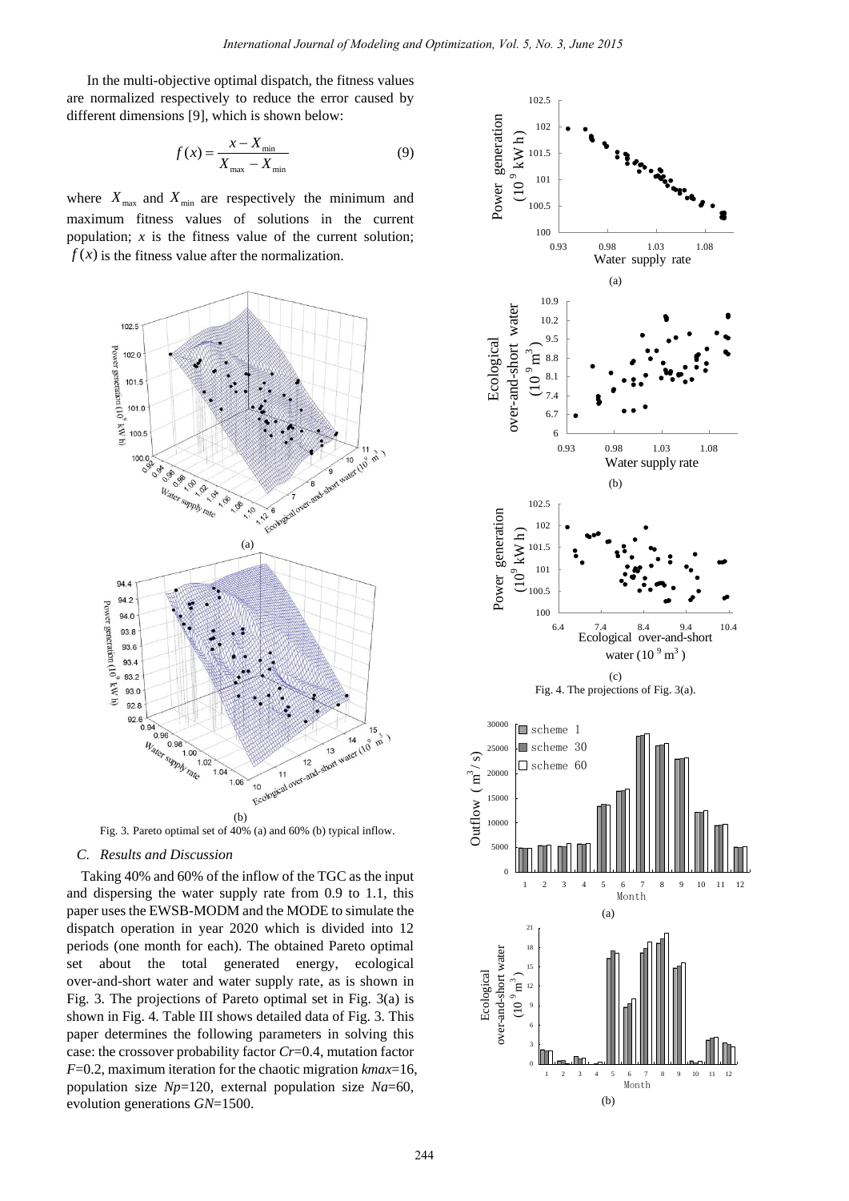In the multi-objective optimal dispatch, the fitness values are normalized respectively to reduce the error caused by different dimensions [9], which is shown below:

$$f(x) = \frac{x - X_{\min}}{X_{\max} - X_{\min}} \tag{9}$$

where $X_{\max}$ and $X_{\min}$ are respectively the minimum and maximum fitness values of solutions in the current population; $x$ is the fitness value of the current solution; $f(x)$ is the fitness value after the normalization.

Fig. 3. Pareto optimal set of 40% (a) and 60% (b) typical inflow.

### C. Results and Discussion

Taking 40% and 60% of the inflow of the TGC as the input and dispersing the water supply rate from 0.9 to 1.1, this paper uses the EWSB-MODM and the MODE to simulate the dispatch operation in year 2020 which is divided into 12 periods (one month for each). The obtained Pareto optimal set about the total generated energy, ecological over-and-short water and water supply rate, as is shown in Fig. 3. The projections of Pareto optimal set in Fig. 3(a) is shown in Fig. 4. Table III shows detailed data of Fig. 3. This paper determines the following parameters in solving this case: the crossover probability factor $Cr$=0.4, mutation factor $F$=0.2, maximum iteration for the chaotic migration $kmax$=16, population size $Np$=120, external population size $Na$=60, evolution generations $GN$=1500.

Fig. 4. The projections of Fig. 3(a).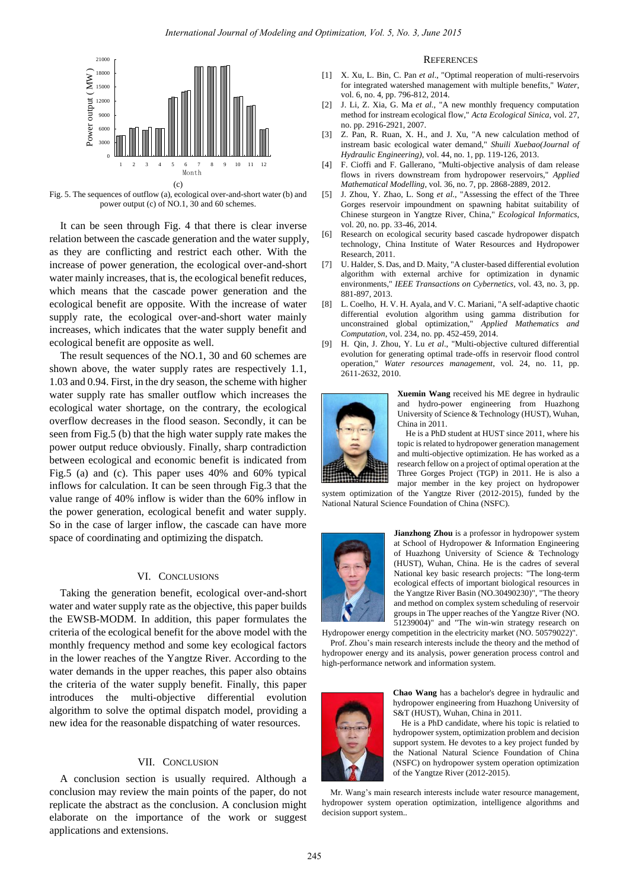Power output ( MW )

21000
18000
15000
12000
9000
6000
3000
0

1 2 3 4 5 6 7 8 9 10 11 12

Month

(c)

Fig. 5. The sequences of outflow (a), ecological over-and-short water (b) and power output (c) of NO.1, 30 and 60 schemes.

It can be seen through Fig. 4 that there is clear inverse relation between the cascade generation and the water supply, as they are conflicting and restrict each other. With the increase of power generation, the ecological over-and-short water mainly increases, that is, the ecological benefit reduces, which means that the cascade power generation and the ecological benefit are opposite. With the increase of water supply rate, the ecological over-and-short water mainly increases, which indicates that the water supply benefit and ecological benefit are opposite as well.

The result sequences of the NO.1, 30 and 60 schemes are shown above, the water supply rates are respectively 1.1, 1.03 and 0.94. First, in the dry season, the scheme with higher water supply rate has smaller outflow which increases the ecological water shortage, on the contrary, the ecological overflow decreases in the flood season. Secondly, it can be seen from Fig.5 (b) that the high water supply rate makes the power output reduce obviously. Finally, sharp contradiction between ecological and economic benefit is indicated from Fig.5 (a) and (c). This paper uses 40% and 60% typical inflows for calculation. It can be seen through Fig.3 that the value range of 40% inflow is wider than the 60% inflow in the power generation, ecological benefit and water supply. So in the case of larger inflow, the cascade can have more space of coordinating and optimizing the dispatch.

## VI. Conclusions

Taking the generation benefit, ecological over-and-short water and water supply rate as the objective, this paper builds the EWSB-MODM. In addition, this paper formulates the criteria of the ecological benefit for the above model with the monthly frequency method and some key ecological factors in the lower reaches of the Yangtze River. According to the water demands in the upper reaches, this paper also obtains the criteria of the water supply benefit. Finally, this paper introduces the multi-objective differential evolution algorithm to solve the optimal dispatch model, providing a new idea for the reasonable dispatching of water resources.

## VII. Conclusion

A conclusion section is usually required. Although a conclusion may review the main points of the paper, do not replicate the abstract as the conclusion. A conclusion might elaborate on the importance of the work or suggest applications and extensions.

## References

[1] X. Xu, L. Bin, C. Pan *et al.*, "Optimal reoperation of multi-reservoirs for integrated watershed management with multiple benefits," *Water*, vol. 6, no. 4, pp. 796-812, 2014.

[2] J. Li, Z. Xia, G. Ma *et al.*, "A new monthly frequency computation method for instream ecological flow," *Acta Ecological Sinica*, vol. 27, no. pp. 2916-2921, 2007.

[3] Z. Pan, R. Ruan, X. H., and J. Xu, "A new calculation method of instream basic ecological water demand," *Shuili Xuebao(Journal of Hydraulic Engineering)*, vol. 44, no. 1, pp. 119-126, 2013.

[4] F. Cioffi and F. Gallerano, "Multi-objective analysis of dam release flows in rivers downstream from hydropower reservoirs," *Applied Mathematical Modelling*, vol. 36, no. 7, pp. 2868-2889, 2012.

[5] J. Zhou, Y. Zhao, L. Song *et al.*, "Assessing the effect of the Three Gorges reservoir impoundment on spawning habitat suitability of Chinese sturgeon in Yangtze River, China," *Ecological Informatics*, vol. 20, no. pp. 33-46, 2014.

[6] Research on ecological security based cascade hydropower dispatch technology, China Institute of Water Resources and Hydropower Research, 2011.

[7] U. Halder, S. Das, and D. Maity, "A cluster-based differential evolution algorithm with external archive for optimization in dynamic environments," *IEEE Transactions on Cybernetics*, vol. 43, no. 3, pp. 881-897, 2013.

[8] L. Coelho, H. V. H. Ayala, and V. C. Mariani, "A self-adaptive chaotic differential evolution algorithm using gamma distribution for unconstrained global optimization," *Applied Mathematics and Computation*, vol. 234, no. pp. 452-459, 2014.

[9] H. Qin, J. Zhou, Y. Lu *et al*., "Multi-objective cultured differential evolution for generating optimal trade-offs in reservoir flood control operation," *Water resources management*, vol. 24, no. 11, pp. 2611-2632, 2010.

**Xuemin Wang** received his ME degree in hydraulic and hydro-power engineering from Huazhong University of Science & Technology (HUST), Wuhan, China in 2011.

He is a PhD student at HUST since 2011, where his topic is related to hydropower generation management and multi-objective optimization. He has worked as a research fellow on a project of optimal operation at the Three Gorges Project (TGP) in 2011. He is also a major member in the key project on hydropower system optimization of the Yangtze River (2012-2015), funded by the National Natural Science Foundation of China (NSFC).

**Jianzhong Zhou** is a professor in hydropower system at School of Hydropower & Information Engineering of Huazhong University of Science & Technology (HUST), Wuhan, China. He is the cadres of several National key basic research projects: "The long-term ecological effects of important biological resources in the Yangtze River Basin (NO.30490230)", "The theory and method on complex system scheduling of reservoir groups in The upper reaches of the Yangtze River (NO. 51239004)" and "The win-win strategy research on Hydropower energy competition in the electricity market (NO. 50579022)".

Prof. Zhou's main research interests include the theory and the method of hydropower energy and its analysis, power generation process control and high-performance network and information system.

**Chao Wang** has a bachelor's degree in hydraulic and hydropower engineering from Huazhong University of S&T (HUST), Wuhan, China in 2011.

He is a PhD candidate, where his topic is relatied to hydropower system, optimization problem and decision support system. He devotes to a key project funded by the National Natural Science Foundation of China (NSFC) on hydropower system operation optimization of the Yangtze River (2012-2015).

Mr. Wang's main research interests include water resource management, hydropower system operation optimization, intelligence algorithms and decision support system..